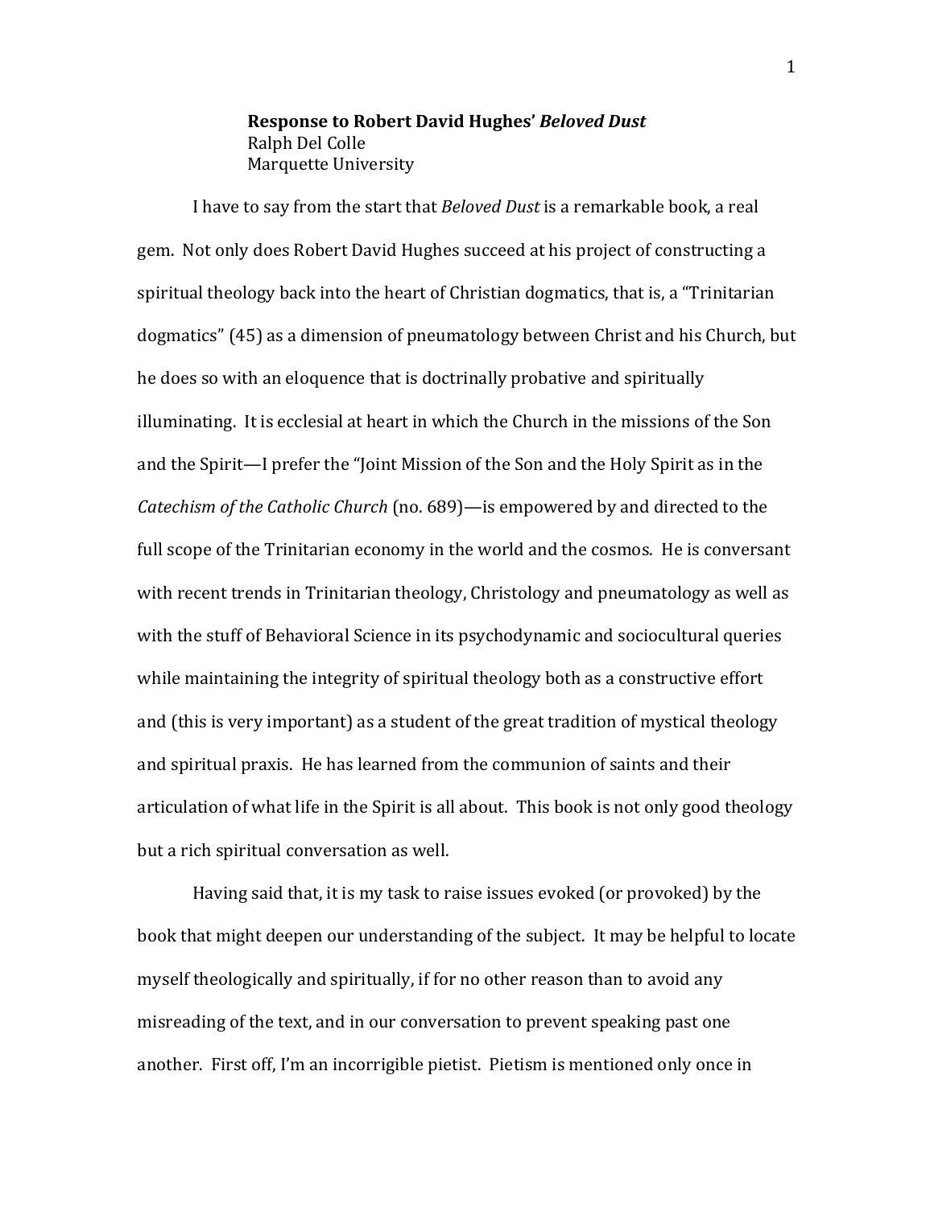**Response to Robert David Hughes' *Beloved Dust***
Ralph Del Colle
Marquette University

I have to say from the start that *Beloved Dust* is a remarkable book, a real gem. Not only does Robert David Hughes succeed at his project of constructing a spiritual theology back into the heart of Christian dogmatics, that is, a "Trinitarian dogmatics" (45) as a dimension of pneumatology between Christ and his Church, but he does so with an eloquence that is doctrinally probative and spiritually illuminating. It is ecclesial at heart in which the Church in the missions of the Son and the Spirit—I prefer the "Joint Mission of the Son and the Holy Spirit as in the *Catechism of the Catholic Church* (no. 689)—is empowered by and directed to the full scope of the Trinitarian economy in the world and the cosmos. He is conversant with recent trends in Trinitarian theology, Christology and pneumatology as well as with the stuff of Behavioral Science in its psychodynamic and sociocultural queries while maintaining the integrity of spiritual theology both as a constructive effort and (this is very important) as a student of the great tradition of mystical theology and spiritual praxis. He has learned from the communion of saints and their articulation of what life in the Spirit is all about. This book is not only good theology but a rich spiritual conversation as well.

Having said that, it is my task to raise issues evoked (or provoked) by the book that might deepen our understanding of the subject. It may be helpful to locate myself theologically and spiritually, if for no other reason than to avoid any misreading of the text, and in our conversation to prevent speaking past one another. First off, I'm an incorrigible pietist. Pietism is mentioned only once in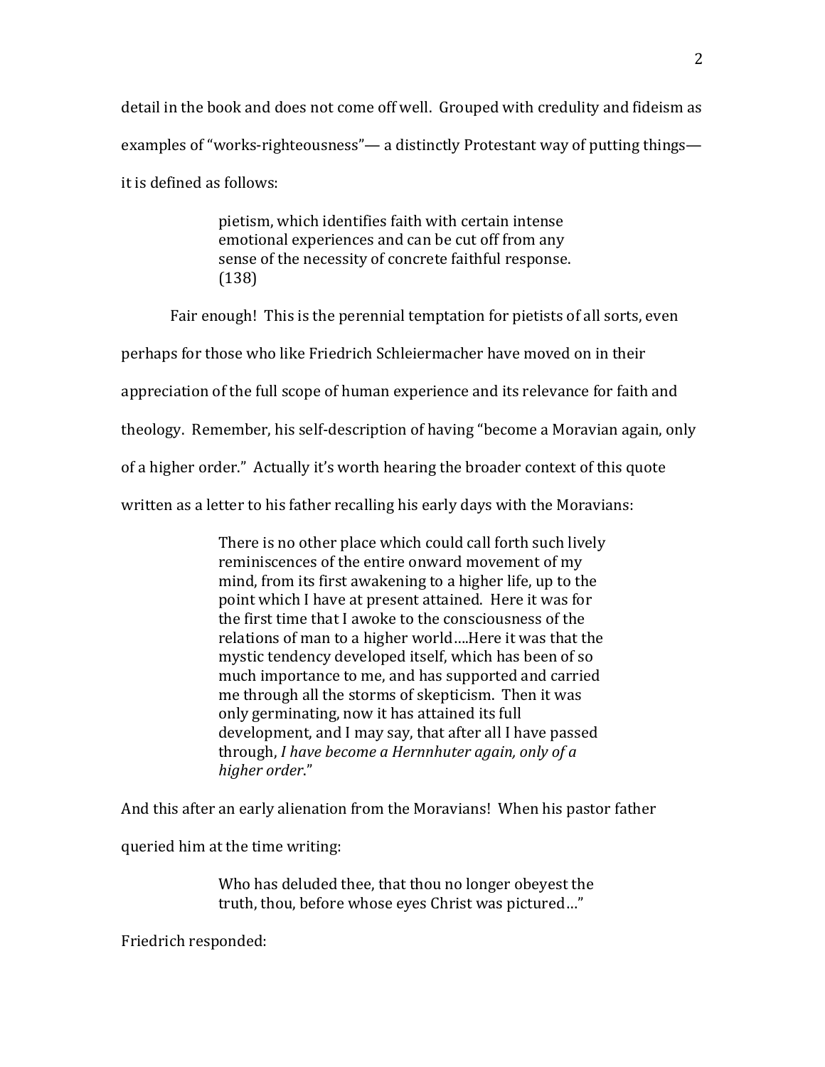detail in the book and does not come off well. Grouped with credulity and fideism as examples of "works-righteousness"— a distinctly Protestant way of putting things— it is defined as follows:

> pietism, which identifies faith with certain intense emotional experiences and can be cut off from any sense of the necessity of concrete faithful response. (138)

Fair enough! This is the perennial temptation for pietists of all sorts, even perhaps for those who like Friedrich Schleiermacher have moved on in their appreciation of the full scope of human experience and its relevance for faith and theology. Remember, his self-description of having "become a Moravian again, only of a higher order." Actually it's worth hearing the broader context of this quote written as a letter to his father recalling his early days with the Moravians:

> There is no other place which could call forth such lively reminiscences of the entire onward movement of my mind, from its first awakening to a higher life, up to the point which I have at present attained. Here it was for the first time that I awoke to the consciousness of the relations of man to a higher world….Here it was that the mystic tendency developed itself, which has been of so much importance to me, and has supported and carried me through all the storms of skepticism. Then it was only germinating, now it has attained its full development, and I may say, that after all I have passed through, *I have become a Hernnhuter again, only of a higher order*."

And this after an early alienation from the Moravians! When his pastor father queried him at the time writing:

> Who has deluded thee, that thou no longer obeyest the truth, thou, before whose eyes Christ was pictured…"

Friedrich responded: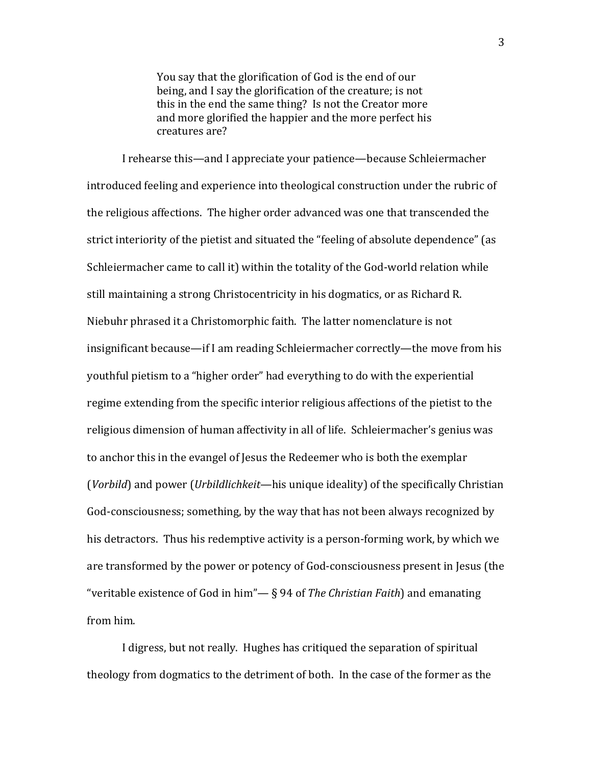> You say that the glorification of God is the end of our being, and I say the glorification of the creature; is not this in the end the same thing? Is not the Creator more and more glorified the happier and the more perfect his creatures are?

I rehearse this—and I appreciate your patience—because Schleiermacher introduced feeling and experience into theological construction under the rubric of the religious affections. The higher order advanced was one that transcended the strict interiority of the pietist and situated the "feeling of absolute dependence" (as Schleiermacher came to call it) within the totality of the God-world relation while still maintaining a strong Christocentricity in his dogmatics, or as Richard R. Niebuhr phrased it a Christomorphic faith. The latter nomenclature is not insignificant because—if I am reading Schleiermacher correctly—the move from his youthful pietism to a "higher order" had everything to do with the experiential regime extending from the specific interior religious affections of the pietist to the religious dimension of human affectivity in all of life. Schleiermacher's genius was to anchor this in the evangel of Jesus the Redeemer who is both the exemplar (*Vorbild*) and power (*Urbildlichkeit*—his unique ideality) of the specifically Christian God-consciousness; something, by the way that has not been always recognized by his detractors. Thus his redemptive activity is a person-forming work, by which we are transformed by the power or potency of God-consciousness present in Jesus (the "veritable existence of God in him"— § 94 of *The Christian Faith*) and emanating from him.

I digress, but not really. Hughes has critiqued the separation of spiritual theology from dogmatics to the detriment of both. In the case of the former as the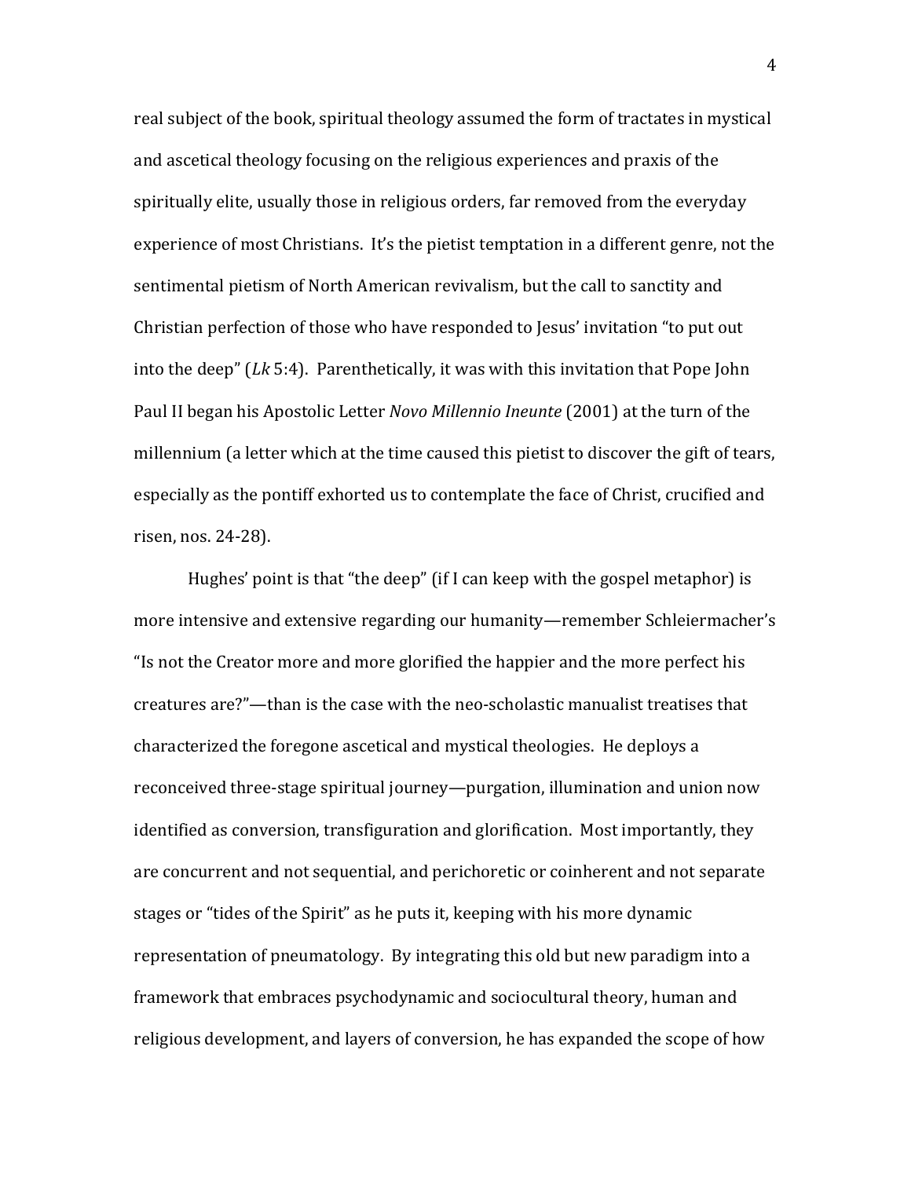real subject of the book, spiritual theology assumed the form of tractates in mystical and ascetical theology focusing on the religious experiences and praxis of the spiritually elite, usually those in religious orders, far removed from the everyday experience of most Christians. It's the pietist temptation in a different genre, not the sentimental pietism of North American revivalism, but the call to sanctity and Christian perfection of those who have responded to Jesus' invitation "to put out into the deep" (*Lk* 5:4). Parenthetically, it was with this invitation that Pope John Paul II began his Apostolic Letter *Novo Millennio Ineunte* (2001) at the turn of the millennium (a letter which at the time caused this pietist to discover the gift of tears, especially as the pontiff exhorted us to contemplate the face of Christ, crucified and risen, nos. 24-28).

Hughes' point is that "the deep" (if I can keep with the gospel metaphor) is more intensive and extensive regarding our humanity—remember Schleiermacher's "Is not the Creator more and more glorified the happier and the more perfect his creatures are?"—than is the case with the neo-scholastic manualist treatises that characterized the foregone ascetical and mystical theologies. He deploys a reconceived three-stage spiritual journey—purgation, illumination and union now identified as conversion, transfiguration and glorification. Most importantly, they are concurrent and not sequential, and perichoretic or coinherent and not separate stages or "tides of the Spirit" as he puts it, keeping with his more dynamic representation of pneumatology. By integrating this old but new paradigm into a framework that embraces psychodynamic and sociocultural theory, human and religious development, and layers of conversion, he has expanded the scope of how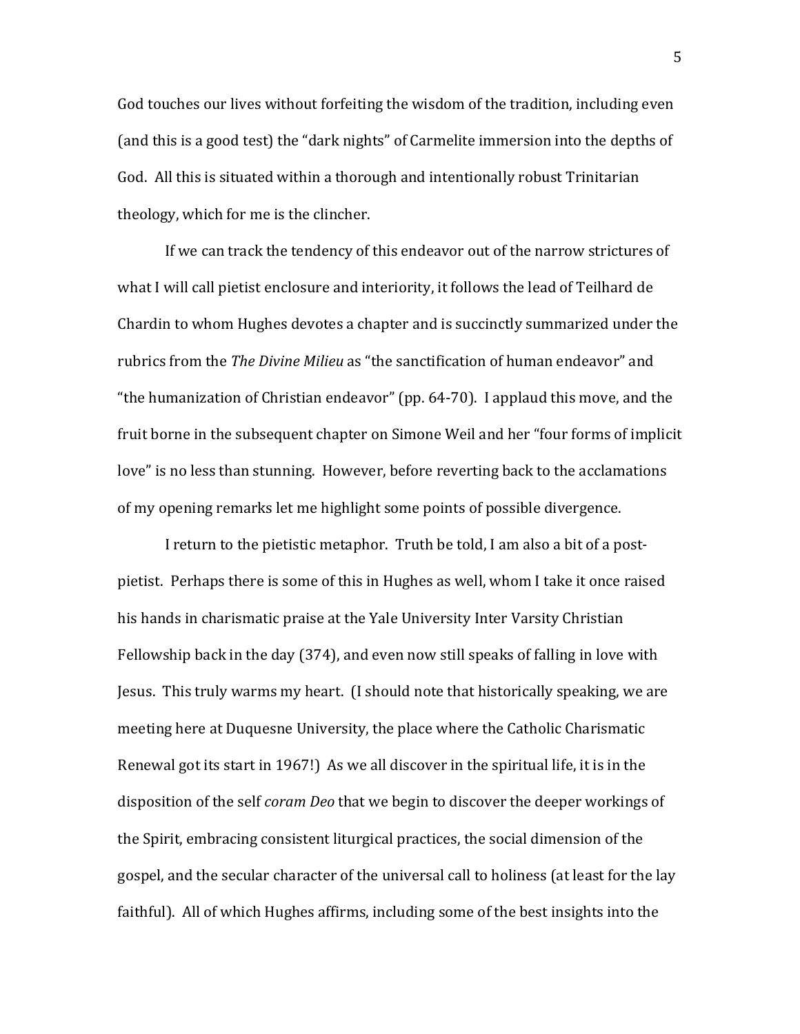God touches our lives without forfeiting the wisdom of the tradition, including even (and this is a good test) the "dark nights" of Carmelite immersion into the depths of God. All this is situated within a thorough and intentionally robust Trinitarian theology, which for me is the clincher.

If we can track the tendency of this endeavor out of the narrow strictures of what I will call pietist enclosure and interiority, it follows the lead of Teilhard de Chardin to whom Hughes devotes a chapter and is succinctly summarized under the rubrics from the *The Divine Milieu* as "the sanctification of human endeavor" and "the humanization of Christian endeavor" (pp. 64-70). I applaud this move, and the fruit borne in the subsequent chapter on Simone Weil and her "four forms of implicit love" is no less than stunning. However, before reverting back to the acclamations of my opening remarks let me highlight some points of possible divergence.

I return to the pietistic metaphor. Truth be told, I am also a bit of a post-pietist. Perhaps there is some of this in Hughes as well, whom I take it once raised his hands in charismatic praise at the Yale University Inter Varsity Christian Fellowship back in the day (374), and even now still speaks of falling in love with Jesus. This truly warms my heart. (I should note that historically speaking, we are meeting here at Duquesne University, the place where the Catholic Charismatic Renewal got its start in 1967!) As we all discover in the spiritual life, it is in the disposition of the self *coram Deo* that we begin to discover the deeper workings of the Spirit, embracing consistent liturgical practices, the social dimension of the gospel, and the secular character of the universal call to holiness (at least for the lay faithful). All of which Hughes affirms, including some of the best insights into the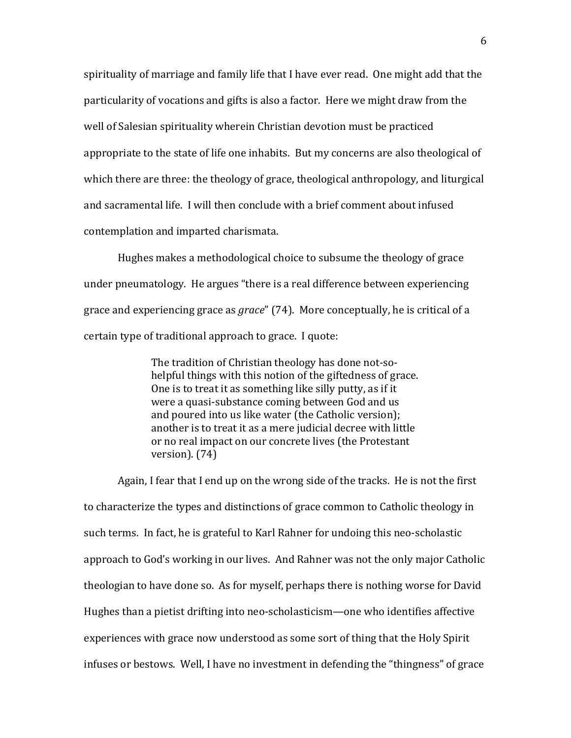spirituality of marriage and family life that I have ever read. One might add that the particularity of vocations and gifts is also a factor. Here we might draw from the well of Salesian spirituality wherein Christian devotion must be practiced appropriate to the state of life one inhabits. But my concerns are also theological of which there are three: the theology of grace, theological anthropology, and liturgical and sacramental life. I will then conclude with a brief comment about infused contemplation and imparted charismata.

Hughes makes a methodological choice to subsume the theology of grace under pneumatology. He argues "there is a real difference between experiencing grace and experiencing grace as *grace*" (74). More conceptually, he is critical of a certain type of traditional approach to grace. I quote:

> The tradition of Christian theology has done not-so-helpful things with this notion of the giftedness of grace. One is to treat it as something like silly putty, as if it were a quasi-substance coming between God and us and poured into us like water (the Catholic version); another is to treat it as a mere judicial decree with little or no real impact on our concrete lives (the Protestant version). (74)

Again, I fear that I end up on the wrong side of the tracks. He is not the first to characterize the types and distinctions of grace common to Catholic theology in such terms. In fact, he is grateful to Karl Rahner for undoing this neo-scholastic approach to God's working in our lives. And Rahner was not the only major Catholic theologian to have done so. As for myself, perhaps there is nothing worse for David Hughes than a pietist drifting into neo-scholasticism—one who identifies affective experiences with grace now understood as some sort of thing that the Holy Spirit infuses or bestows. Well, I have no investment in defending the "thingness" of grace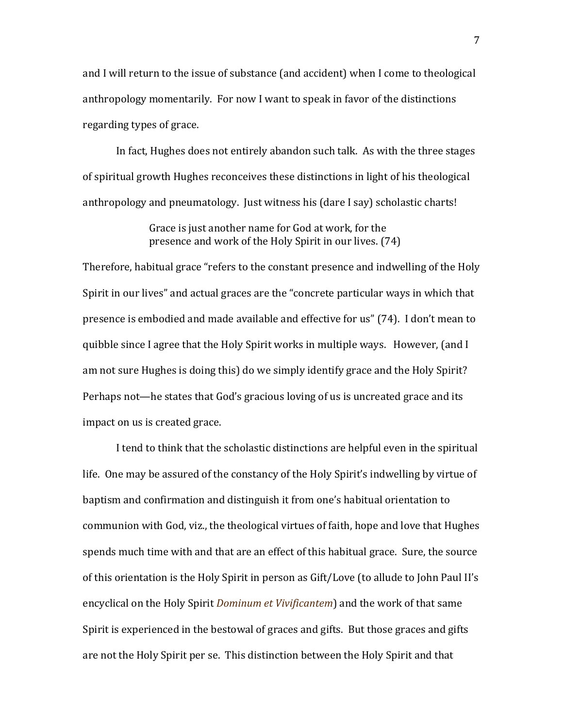and I will return to the issue of substance (and accident) when I come to theological anthropology momentarily. For now I want to speak in favor of the distinctions regarding types of grace.

In fact, Hughes does not entirely abandon such talk. As with the three stages of spiritual growth Hughes reconceives these distinctions in light of his theological anthropology and pneumatology. Just witness his (dare I say) scholastic charts!

> Grace is just another name for God at work, for the presence and work of the Holy Spirit in our lives. (74)

Therefore, habitual grace "refers to the constant presence and indwelling of the Holy Spirit in our lives" and actual graces are the "concrete particular ways in which that presence is embodied and made available and effective for us" (74). I don't mean to quibble since I agree that the Holy Spirit works in multiple ways. However, (and I am not sure Hughes is doing this) do we simply identify grace and the Holy Spirit? Perhaps not—he states that God's gracious loving of us is uncreated grace and its impact on us is created grace.

I tend to think that the scholastic distinctions are helpful even in the spiritual life. One may be assured of the constancy of the Holy Spirit's indwelling by virtue of baptism and confirmation and distinguish it from one's habitual orientation to communion with God, viz., the theological virtues of faith, hope and love that Hughes spends much time with and that are an effect of this habitual grace. Sure, the source of this orientation is the Holy Spirit in person as Gift/Love (to allude to John Paul II's encyclical on the Holy Spirit *Dominum et Vivificantem*) and the work of that same Spirit is experienced in the bestowal of graces and gifts. But those graces and gifts are not the Holy Spirit per se. This distinction between the Holy Spirit and that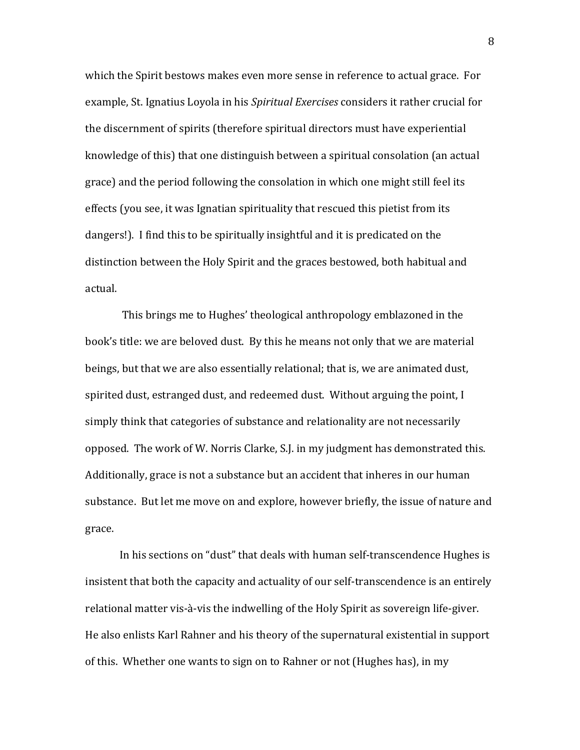which the Spirit bestows makes even more sense in reference to actual grace. For example, St. Ignatius Loyola in his *Spiritual Exercises* considers it rather crucial for the discernment of spirits (therefore spiritual directors must have experiential knowledge of this) that one distinguish between a spiritual consolation (an actual grace) and the period following the consolation in which one might still feel its effects (you see, it was Ignatian spirituality that rescued this pietist from its dangers!). I find this to be spiritually insightful and it is predicated on the distinction between the Holy Spirit and the graces bestowed, both habitual and actual.

This brings me to Hughes' theological anthropology emblazoned in the book's title: we are beloved dust. By this he means not only that we are material beings, but that we are also essentially relational; that is, we are animated dust, spirited dust, estranged dust, and redeemed dust. Without arguing the point, I simply think that categories of substance and relationality are not necessarily opposed. The work of W. Norris Clarke, S.J. in my judgment has demonstrated this. Additionally, grace is not a substance but an accident that inheres in our human substance. But let me move on and explore, however briefly, the issue of nature and grace.

In his sections on "dust" that deals with human self-transcendence Hughes is insistent that both the capacity and actuality of our self-transcendence is an entirely relational matter vis-à-vis the indwelling of the Holy Spirit as sovereign life-giver. He also enlists Karl Rahner and his theory of the supernatural existential in support of this. Whether one wants to sign on to Rahner or not (Hughes has), in my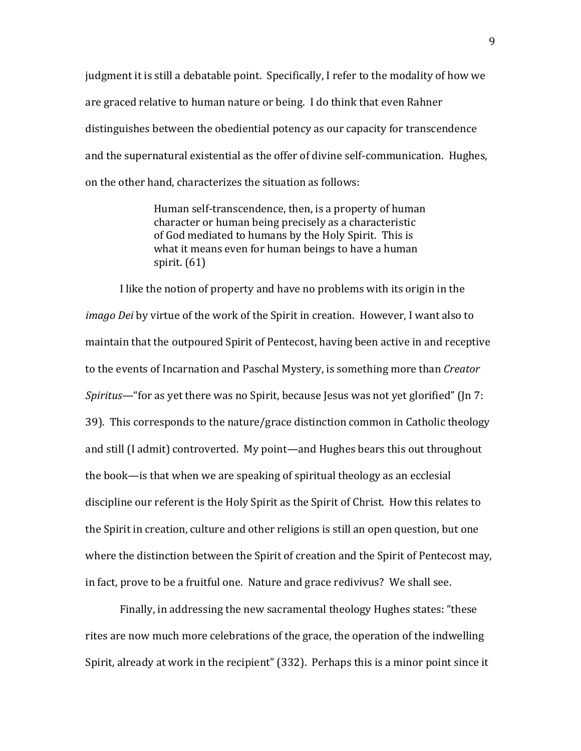judgment it is still a debatable point. Specifically, I refer to the modality of how we are graced relative to human nature or being. I do think that even Rahner distinguishes between the obediential potency as our capacity for transcendence and the supernatural existential as the offer of divine self-communication. Hughes, on the other hand, characterizes the situation as follows:

> Human self-transcendence, then, is a property of human character or human being precisely as a characteristic of God mediated to humans by the Holy Spirit. This is what it means even for human beings to have a human spirit. (61)

I like the notion of property and have no problems with its origin in the *imago Dei* by virtue of the work of the Spirit in creation. However, I want also to maintain that the outpoured Spirit of Pentecost, having been active in and receptive to the events of Incarnation and Paschal Mystery, is something more than *Creator Spiritus*—"for as yet there was no Spirit, because Jesus was not yet glorified" (Jn 7: 39). This corresponds to the nature/grace distinction common in Catholic theology and still (I admit) controverted. My point—and Hughes bears this out throughout the book—is that when we are speaking of spiritual theology as an ecclesial discipline our referent is the Holy Spirit as the Spirit of Christ. How this relates to the Spirit in creation, culture and other religions is still an open question, but one where the distinction between the Spirit of creation and the Spirit of Pentecost may, in fact, prove to be a fruitful one. Nature and grace redivivus? We shall see.

Finally, in addressing the new sacramental theology Hughes states: "these rites are now much more celebrations of the grace, the operation of the indwelling Spirit, already at work in the recipient" (332). Perhaps this is a minor point since it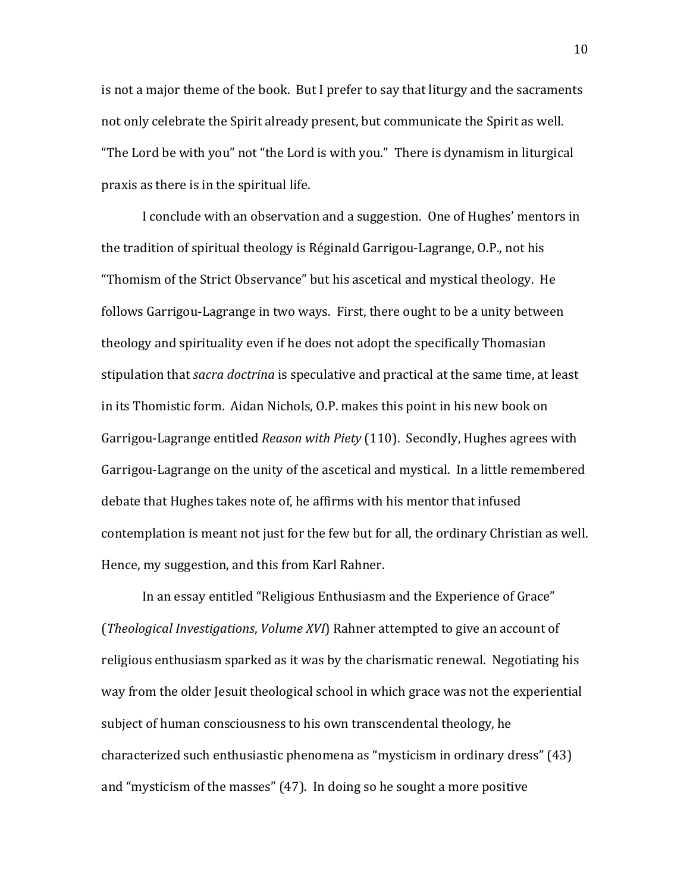is not a major theme of the book. But I prefer to say that liturgy and the sacraments not only celebrate the Spirit already present, but communicate the Spirit as well. "The Lord be with you" not "the Lord is with you." There is dynamism in liturgical praxis as there is in the spiritual life.

I conclude with an observation and a suggestion. One of Hughes' mentors in the tradition of spiritual theology is Réginald Garrigou-Lagrange, O.P., not his "Thomism of the Strict Observance" but his ascetical and mystical theology. He follows Garrigou-Lagrange in two ways. First, there ought to be a unity between theology and spirituality even if he does not adopt the specifically Thomasian stipulation that *sacra doctrina* is speculative and practical at the same time, at least in its Thomistic form. Aidan Nichols, O.P. makes this point in his new book on Garrigou-Lagrange entitled *Reason with Piety* (110). Secondly, Hughes agrees with Garrigou-Lagrange on the unity of the ascetical and mystical. In a little remembered debate that Hughes takes note of, he affirms with his mentor that infused contemplation is meant not just for the few but for all, the ordinary Christian as well. Hence, my suggestion, and this from Karl Rahner.

In an essay entitled "Religious Enthusiasm and the Experience of Grace" (*Theological Investigations*, *Volume XVI*) Rahner attempted to give an account of religious enthusiasm sparked as it was by the charismatic renewal. Negotiating his way from the older Jesuit theological school in which grace was not the experiential subject of human consciousness to his own transcendental theology, he characterized such enthusiastic phenomena as "mysticism in ordinary dress" (43) and "mysticism of the masses" (47). In doing so he sought a more positive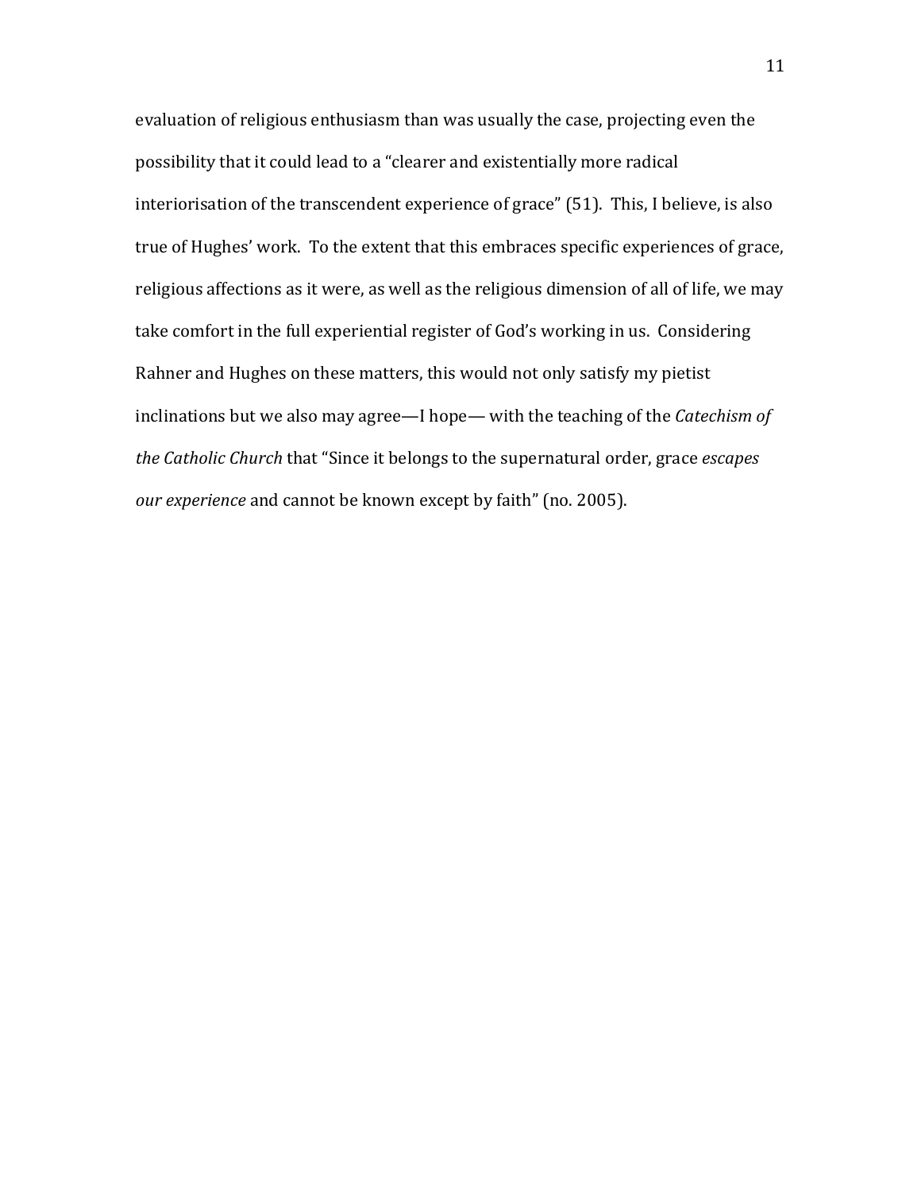evaluation of religious enthusiasm than was usually the case, projecting even the possibility that it could lead to a "clearer and existentially more radical interiorisation of the transcendent experience of grace" (51). This, I believe, is also true of Hughes' work. To the extent that this embraces specific experiences of grace, religious affections as it were, as well as the religious dimension of all of life, we may take comfort in the full experiential register of God's working in us. Considering Rahner and Hughes on these matters, this would not only satisfy my pietist inclinations but we also may agree—I hope— with the teaching of the *Catechism of the Catholic Church* that "Since it belongs to the supernatural order, grace *escapes our experience* and cannot be known except by faith" (no. 2005).